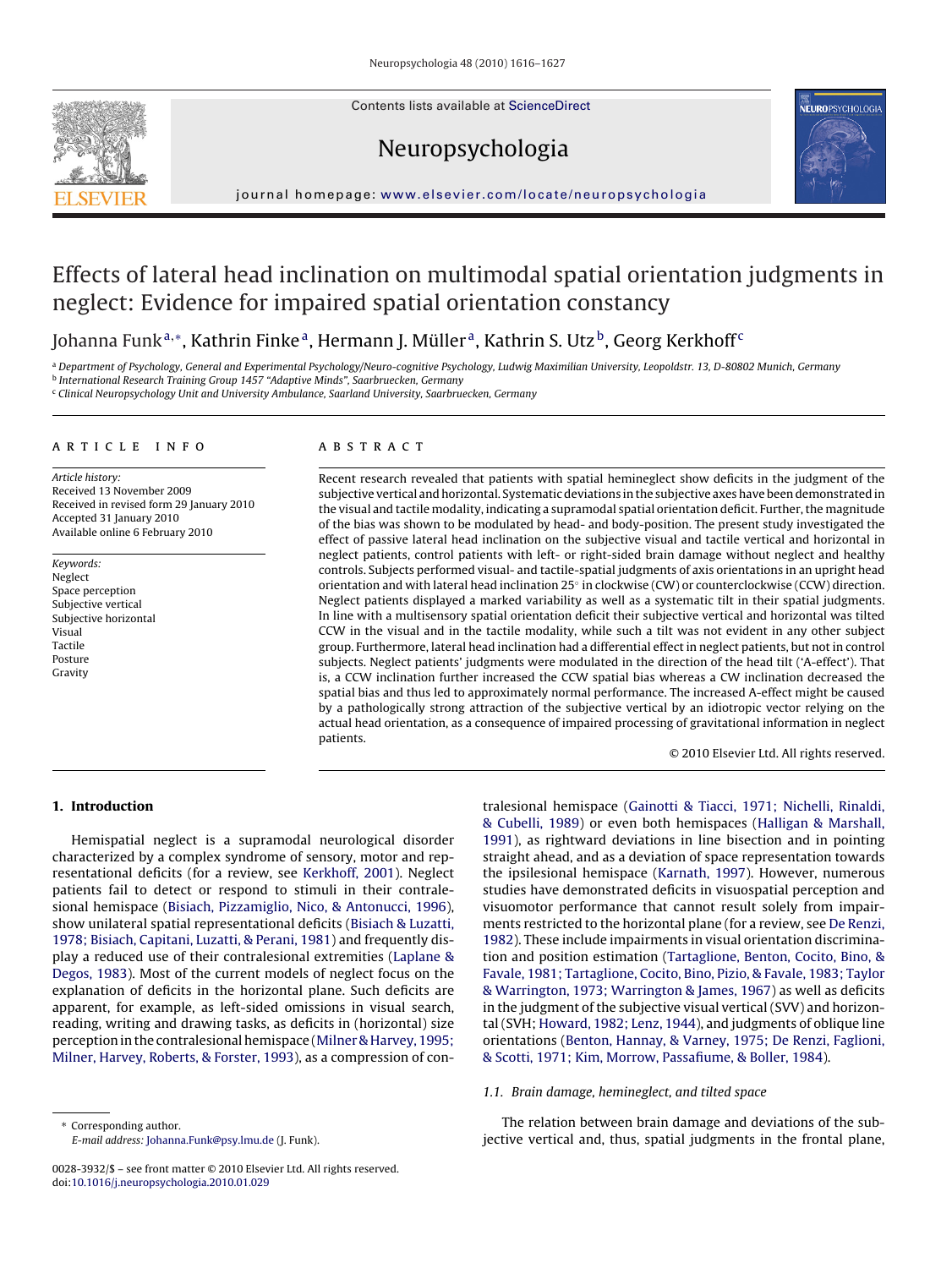# Effects of lateral head inclination on multimodal spatial orientation judgments in neglect: Evidence for impaired spatial orientation constancy

Johanna Funk[a,*], Kathrin Finke[a], Hermann J. Müller[a], Kathrin S. Utz[b], Georg Kerkhoff[c]

[a] Department of Psychology, General and Experimental Psychology/Neuro-cognitive Psychology, Ludwig Maximilian University, Leopoldstr. 13, D-80802 Munich, Germany
[b] International Research Training Group 1457 "Adaptive Minds", Saarbruecken, Germany
[c] Clinical Neuropsychology Unit and Saarland University, Saarbruecken, Germany

## ARTICLE INFO

*Article history:*
Received 13 November 2009
Received in revised form 29 January 2010
Accepted 31 January 2010
Available online 6 February 2010

*Keywords:*
Neglect
Space perception
Subjective vertical
Subjective horizontal
Visual
Tactile
Posture
Gravity

## ABSTRACT

Recent research revealed that patients with spatial hemineglect show deficits in the judgment of the subjective vertical and horizontal. Systematic deviations in the subjective axes have been demonstrated in the visual and tactile modality, indicating a supramodal spatial orientation deficit. Further, the magnitude of the bias was shown to be modulated by head- and body-position. The present study investigated the effect of passive lateral head inclination on the subjective visual and tactile vertical and horizontal in neglect patients, control patients with left- or right-sided brain damage without neglect and healthy controls. Subjects performed visual- and tactile-spatial judgments of axis orientations in an upright head orientation and with lateral head inclination 25° in clockwise (CW) or counterclockwise (CCW) direction. Neglect patients displayed a marked variability as well as a systematic tilt in their spatial judgments. In line with a multisensory spatial orientation deficit their subjective vertical and horizontal was tilted CCW in the visual and in the tactile modality, while such a tilt was not evident in any other subject group. Furthermore, lateral head inclination had a differential effect in neglect patients, but not in control subjects. Neglect patients' judgments were modulated in the direction of the head tilt ('A-effect'). That is, a CCW inclination further increased the CCW spatial bias whereas a CW inclination decreased the spatial bias and thus led to approximately normal performance. The increased A-effect might be caused by a pathologically strong attraction of the subjective vertical by an idiotropic vector relying on the actual head orientation, as a consequence of impaired processing of gravitational information in neglect patients.

© 2010 Elsevier Ltd. All rights reserved.

## 1. Introduction

Hemispatial neglect is a supramodal neurological disorder characterized by a complex syndrome of sensory, motor and representational deficits (for a review, see Kerkhoff, 2001). Neglect patients fail to detect or respond to stimuli in their contralesional hemispace (Bisiach, Pizzamiglio, Nico, & Antonucci, 1996), show unilateral spatial representational deficits (Bisiach & Luzatti, 1978; Bisiach, Capitani, Luzatti, & Perani, 1981) and frequently display a reduced use of their contralesional extremities (Laplane & Degos, 1983). Most of the current models of neglect focus on the explanation of deficits in the horizontal plane. Such deficits are apparent, for example, as left-sided omissions in visual search, reading, writing and drawing tasks, as deficits in (horizontal) size perception in the contralesional hemispace (Milner & Harvey, 1995; Milner, Harvey, Roberts, & Forster, 1993), as a compression of contralesional hemispace (Gainotti & Tiacci, 1971; Nichelli, Rinaldi, & Cubelli, 1989) or even both hemispaces (Halligan & Marshall, 1991), as rightward deviations in line bisection and in pointing straight ahead, and as a deviation of space representation towards the ipsilesional hemispace (Karnath, 1997). However, numerous studies have demonstrated deficits in visuospatial perception and visuomotor performance that cannot result solely from impairments restricted to the horizontal plane (for a review, see De Renzi, 1982). These include impairments in visual orientation discrimination and position estimation (Tartaglione, Benton, Cocito, Bino, & Favale, 1981; Tartaglione, Cocito, Bino, Pizio, & Favale, 1983; Taylor & Warrington, 1973; Warrington & James, 1967) as well as deficits in the judgment of the subjective visual vertical (SVV) and horizontal (SVH; Howard, 1982; Lenz, 1944), and judgments of oblique line orientations (Benton, Hannay, & Varney, 1975; De Renzi, Faglioni, & Scotti, 1971; Kim, Morrow, Passafiume, & Boller, 1984).

### 1.1. Brain damage, hemineglect, and tilted space

The relation between brain damage and deviations of the subjective vertical and, thus, spatial judgments in the frontal plane,

* Corresponding author.
E-mail address: Johanna.Funk@psy.lmu.de (J. Funk).

0028-3932/$ – see front matter © 2010 Elsevier Ltd. All rights reserved.
doi:10.1016/j.neuropsychologia.2010.01.029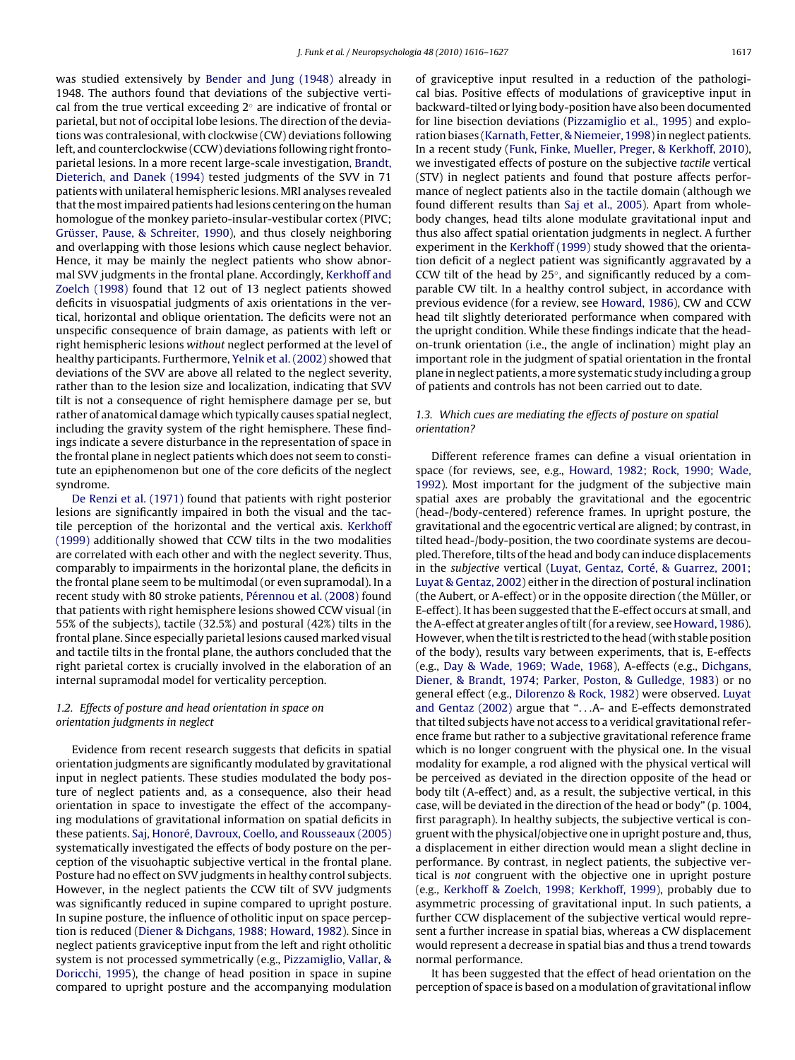was studied extensively by Bender and Jung (1948) already in 1948. The authors found that deviations of the subjective vertical from the true vertical exceeding 2° are indicative of frontal or parietal, but not of occipital lobe lesions. The direction of the deviations was contralesional, with clockwise (CW) deviations following left, and counterclockwise (CCW) deviations following right frontoparietal lesions. In a more recent large-scale investigation, Brandt, Dieterich, and Danek (1994) tested judgments of the SVV in 71 patients with unilateral hemispheric lesions. MRI analyses revealed that the most impaired patients had lesions centering on the human homologue of the monkey parieto-insular-vestibular cortex (PIVC; Grüsser, Pause, & Schreiter, 1990), and thus closely neighboring and overlapping with those lesions which cause neglect behavior. Hence, it may be mainly the neglect patients who show abnormal SVV judgments in the frontal plane. Accordingly, Kerkhoff and Zoelch (1998) found that 12 out of 13 neglect patients showed deficits in visuospatial judgments of axis orientations in the vertical, horizontal and oblique orientation. The deficits were not an unspecific consequence of brain damage, as patients with left or right hemispheric lesions *without* neglect performed at the level of healthy participants. Furthermore, Yelnik et al. (2002) showed that deviations of the SVV are above all related to the neglect severity, rather than to the lesion size and localization, indicating that SVV tilt is not a consequence of right hemisphere damage per se, but rather of anatomical damage which typically causes spatial neglect, including the gravity system of the right hemisphere. These findings indicate a severe disturbance in the representation of space in the frontal plane in neglect patients which does not seem to constitute an epiphenomenon but one of the core deficits of the neglect syndrome.

De Renzi et al. (1971) found that patients with right posterior lesions are significantly impaired in both the visual and the tactile perception of the horizontal and the vertical axis. Kerkhoff (1999) additionally showed that CCW tilts in the two modalities are correlated with each other and with the neglect severity. Thus, comparably to impairments in the horizontal plane, the deficits in the frontal plane seem to be multimodal (or even supramodal). In a recent study with 80 stroke patients, Pérennou et al. (2008) found that patients with right hemisphere lesions showed CCW visual (in 55% of the subjects), tactile (32.5%) and postural (42%) tilts in the frontal plane. Since especially parietal lesions caused marked visual and tactile tilts in the frontal plane, the authors concluded that the right parietal cortex is crucially involved in the elaboration of an internal supramodal model for verticality perception.

### 1.2. Effects of posture and head orientation in space on orientation judgments in neglect

Evidence from recent research suggests that deficits in spatial orientation judgments are significantly modulated by gravitational input in neglect patients. These studies modulated the body posture of neglect patients and, as a consequence, also their head orientation in space to investigate the effect of the accompanying modulations of gravitational information on spatial deficits in these patients. Saj, Honoré, Davroux, Coello, and Rousseaux (2005) systematically investigated the effects of body posture on the perception of the visuohaptic subjective vertical in the frontal plane. Posture had no effect on SVV judgments in healthy control subjects. However, in the neglect patients the CCW tilt of SVV judgments was significantly reduced in supine compared to upright posture. In supine posture, the influence of otholitic input on space perception is reduced (Diener & Dichgans, 1988; Howard, 1982). Since in neglect patients graviceptive input from the left and right otholitic system is not processed symmetrically (e.g., Pizzamiglio, Vallar, & Doricchi, 1995), the change of head position in space in supine compared to upright posture and the accompanying modulation of graviceptive input resulted in a reduction of the pathological bias. Positive effects of modulations of graviceptive input in backward-tilted or lying body-position have also been documented for line bisection deviations (Pizzamiglio et al., 1995) and exploration biases (Karnath, Fetter, & Niemeier, 1998) in neglect patients. In a recent study (Funk, Finke, Mueller, Preger, & Kerkhoff, 2010), we investigated effects of posture on the subjective *tactile* vertical (STV) in neglect patients and found that posture affects performance of neglect patients also in the tactile domain (although we found different results than Saj et al., 2005). Apart from whole-body changes, head tilts alone modulate gravitational input and thus also affect spatial orientation judgments in neglect. A further experiment in the Kerkhoff (1999) study showed that the orientation deficit of a neglect patient was significantly aggravated by a CCW tilt of the head by 25°, and significantly reduced by a comparable CW tilt. In a healthy control subject, in accordance with previous evidence (for a review, see Howard, 1986), CW and CCW head tilt slightly deteriorated performance when compared with the upright condition. While these findings indicate that the head-on-trunk orientation (i.e., the angle of inclination) might play an important role in the judgment of spatial orientation in the frontal plane in neglect patients, a more systematic study including a group of patients and controls has not been carried out to date.

### 1.3. Which cues are mediating the effects of posture on spatial orientation?

Different reference frames can define a visual orientation in space (for reviews, see, e.g., Howard, 1982; Rock, 1990; Wade, 1992). Most important for the judgment of the subjective main spatial axes are probably the gravitational and the egocentric (head-/body-centered) reference frames. In upright posture, the gravitational and the egocentric vertical are aligned; by contrast, in tilted head-/body-position, the two coordinate systems are decoupled. Therefore, tilts of the head and body can induce displacements in the *subjective* vertical (Luyat, Gentaz, Corté, & Guarrez, 2001; Luyat & Gentaz, 2002) either in the direction of postural inclination (the Aubert, or A-effect) or in the opposite direction (the Müller, or E-effect). It has been suggested that the E-effect occurs at small, and the A-effect at greater angles of tilt (for a review, see Howard, 1986). However, when the tilt is restricted to the head (with stable position of the body), results vary between experiments, that is, E-effects (e.g., Day & Wade, 1969; Wade, 1968), A-effects (e.g., Dichgans, Diener, & Brandt, 1974; Parker, Poston, & Gulledge, 1983) or no general effect (e.g., Dilorenzo & Rock, 1982) were observed. Luyat and Gentaz (2002) argue that "...A- and E-effects demonstrated that tilted subjects have not access to a veridical gravitational reference frame but rather to a subjective gravitational reference frame which is no longer congruent with the physical one. In the visual modality for example, a rod aligned with the physical vertical will be perceived as deviated in the direction opposite of the head or body tilt (A-effect) and, as a result, the subjective vertical, in this case, will be deviated in the direction of the head or body" (p. 1004, first paragraph). In healthy subjects, the subjective vertical is congruent with the physical/objective one in upright posture and, thus, a displacement in either direction would mean a slight decline in performance. By contrast, in neglect patients, the subjective vertical is *not* congruent with the objective one in upright posture (e.g., Kerkhoff & Zoelch, 1998; Kerkhoff, 1999), probably due to asymmetric processing of gravitational input. In such patients, a further CCW displacement of the subjective vertical would represent a further increase in spatial bias, whereas a CW displacement would represent a decrease in spatial bias and thus a trend towards normal performance.

It has been suggested that the effect of head orientation on the perception of space is based on a modulation of gravitational inflow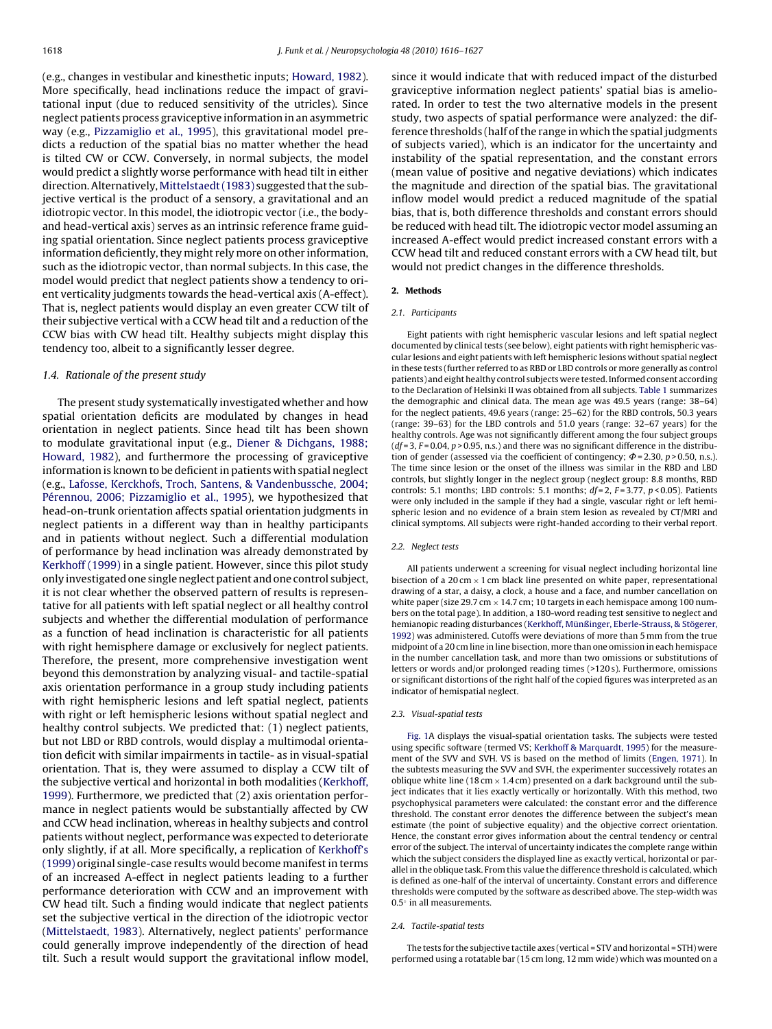(e.g., changes in vestibular and kinesthetic inputs; Howard, 1982). More specifically, head inclinations reduce the impact of gravitational input (due to reduced sensitivity of the utricles). Since neglect patients process graviceptive information in an asymmetric way (e.g., Pizzamiglio et al., 1995), this gravitational model predicts a reduction of the spatial bias no matter whether the head is tilted CW or CCW. Conversely, in normal subjects, the model would predict a slightly worse performance with head tilt in either direction. Alternatively, Mittelstaedt (1983) suggested that the subjective vertical is the product of a sensory, a gravitational and an idiotropic vector. In this model, the idiotropic vector (i.e., the body- and head-vertical axis) serves as an intrinsic reference frame guiding spatial orientation. Since neglect patients process graviceptive information deficiently, they might rely more on other information, such as the idiotropic vector, than normal subjects. In this case, the model would predict that neglect patients show a tendency to orient verticality judgments towards the head-vertical axis (A-effect). That is, neglect patients would display an even greater CCW tilt of their subjective vertical with a CCW head tilt and a reduction of the CCW bias with CW head tilt. Healthy subjects might display this tendency too, albeit to a significantly lesser degree.

### 1.4. Rationale of the present study

The present study systematically investigated whether and how spatial orientation deficits are modulated by changes in head orientation in neglect patients. Since head tilt has been shown to modulate gravitational input (e.g., Diener & Dichgans, 1988; Howard, 1982), and furthermore the processing of graviceptive information is known to be deficient in patients with spatial neglect (e.g., Lafosse, Kerckhofs, Troch, Santens, & Vandenbussche, 2004; Pérennou, 2006; Pizzamiglio et al., 1995), we hypothesized that head-on-trunk orientation affects spatial orientation judgments in neglect patients in a different way than in healthy participants and in patients without neglect. Such a differential modulation of performance by head inclination was already demonstrated by Kerkhoff (1999) in a single patient. However, since this pilot study only investigated one single neglect patient and one control subject, it is not clear whether the observed pattern of results is representative for all patients with left spatial neglect or all healthy control subjects and whether the differential modulation of performance as a function of head inclination is characteristic for all patients with right hemisphere damage or exclusively for neglect patients. Therefore, the present, more comprehensive investigation went beyond this demonstration by analyzing visual- and tactile-spatial axis orientation performance in a group study including patients with right hemispheric lesions and left spatial neglect, patients with right or left hemispheric lesions without spatial neglect and healthy control subjects. We predicted that: (1) neglect patients, but not LBD or RBD controls, would display a multimodal orientation deficit with similar impairments in tactile- as in visual-spatial orientation. That is, they were assumed to display a CCW tilt of the subjective vertical and horizontal in both modalities (Kerkhoff, 1999). Furthermore, we predicted that (2) axis orientation performance in neglect patients would be substantially affected by CW and CCW head inclination, whereas in healthy subjects and control patients without neglect, performance was expected to deteriorate only slightly, if at all. More specifically, a replication of Kerkhoff's (1999) original single-case results would become manifest in terms of an increased A-effect in neglect patients leading to a further performance deterioration with CCW and an improvement with CW head tilt. Such a finding would indicate that neglect patients set the subjective vertical in the direction of the idiotropic vector (Mittelstaedt, 1983). Alternatively, neglect patients' performance could generally improve independently of the direction of head tilt. Such a result would support the gravitational inflow model, since it would indicate that with reduced impact of the disturbed graviceptive information neglect patients' spatial bias is ameliorated. In order to test the two alternative models in the present study, two aspects of spatial performance were analyzed: the difference thresholds (half of the range in which the spatial judgments of subjects varied), which is an indicator for the uncertainty and instability of the spatial representation, and the constant errors (mean value of positive and negative deviations) which indicates the magnitude and direction of the spatial bias. The gravitational inflow model would predict a reduced magnitude of the spatial bias, that is, both difference thresholds and constant errors should be reduced with head tilt. The idiotropic vector model assuming an increased A-effect would predict increased constant errors with a CCW head tilt and reduced constant errors with a CW head tilt, but would not predict changes in the difference thresholds.

## 2. Methods

### 2.1. Participants

Eight patients with right hemispheric vascular lesions and left spatial neglect documented by clinical tests (see below), eight patients with right hemispheric vascular lesions and eight patients with left hemispheric lesions without spatial neglect in these tests (further referred to as RBD or LBD controls or more generally as control patients) and eight healthy control subjects were tested. Informed consent according to the Declaration of Helsinki II was obtained from all subjects. Table 1 summarizes the demographic and clinical data. The mean age was 49.5 years (range: 38–64) for the neglect patients, 49.6 years (range: 25–62) for the RBD controls, 50.3 years (range: 39–63) for the LBD controls and 51.0 years (range: 32–67 years) for the healthy controls. Age was not significantly different among the four subject groups ($df = 3$, $F = 0.04$, $p > 0.95$, n.s.) and there was no significant difference in the distribution of gender (assessed via the coefficient of contingency; $\Phi = 2.30$, $p > 0.50$, n.s.). The time since lesion or the onset of the illness was similar in the RBD and LBD controls, but slightly longer in the neglect group (neglect group: 8.8 months, RBD controls: 5.1 months; LBD controls: 5.1 months; $df = 2$, $F = 3.77$, $p < 0.05$). Patients were only included in the sample if they had a single, vascular right or left hemispheric lesion and no evidence of a brain stem lesion as revealed by CT/MRI and clinical symptoms. All subjects were right-handed according to their verbal report.

### 2.2. Neglect tests

All patients underwent a screening for visual neglect including horizontal line bisection of a 20 cm × 1 cm black line presented on white paper, representational drawing of a star, a daisy, a clock, a house and a face, and number cancellation on white paper (size 29.7 cm × 14.7 cm; 10 targets in each hemispace among 100 numbers on the total page). In addition, a 180-word reading test sensitive to neglect and hemianopic reading disturbances (Kerkhoff, Münßinger, Eberle-Strauss, & Stögerer, 1992) was administered. Cutoffs were deviations of more than 5 mm from the true midpoint of a 20 cm line in line bisection, more than one omission in each hemispace in the number cancellation task, and more than two omissions or substitutions of letters or words and/or prolonged reading times (>120 s). Furthermore, omissions or significant distortions of the right half of the copied figures was interpreted as an indicator of hemispatial neglect.

### 2.3. Visual-spatial tests

Fig. 1A displays the visual-spatial orientation tasks. The subjects were tested using specific software (termed VS; Kerkhoff & Marquardt, 1995) for the measurement of the SVV and SVH. VS is based on the method of limits (Engen, 1971). In the subtests measuring the SVV and SVH, the experimenter successively rotates an oblique white line (18 cm × 1.4 cm) presented on a dark background until the subject indicates that it lies exactly vertically or horizontally. With this method, two psychophysical parameters were calculated: the constant error and the difference threshold. The constant error denotes the difference between the subject's mean estimate (the point of subjective equality) and the objective correct orientation. Hence, the constant error gives information about the central tendency or central error of the subject. The interval of uncertainty indicates the complete range within which the subject considers the displayed line as exactly vertical, horizontal or parallel in the oblique task. From this value the difference threshold is calculated, which is defined as one-half of the interval of uncertainty. Constant errors and difference thresholds were computed by the software as described above. The step-width was 0.5° in all measurements.

### 2.4. Tactile-spatial tests

The tests for the subjective tactile axes (vertical = STV and horizontal = STH) were performed using a rotatable bar (15 cm long, 12 mm wide) which was mounted on a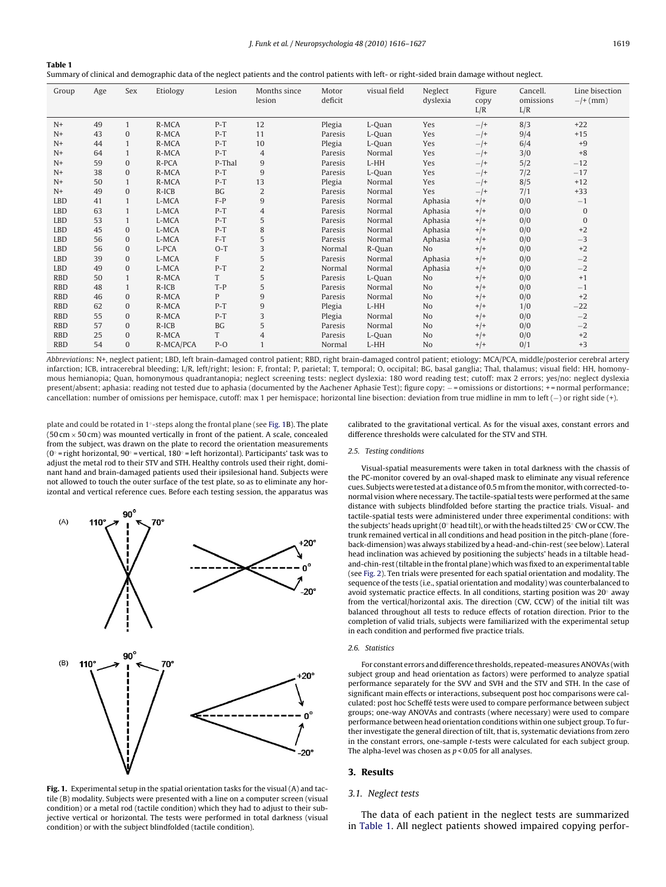**Table 1**
Summary of clinical and demographic data of the neglect patients and the control patients with left- or right-sided brain damage without neglect.

| Group | Age | Sex | Etiology | Lesion | Months since lesion | Motor deficit | visual field | Neglect dyslexia | Figure copy L/R | Cancell. omissions L/R | Line bisection −/+ (mm) |
|---|---|---|---|---|---|---|---|---|---|---|---|
| N+ | 49 | 1 | R-MCA | P-T | 12 | Plegia | L-Quan | Yes | −/+ | 8/3 | +22 |
| N+ | 43 | 0 | R-MCA | P-T | 11 | Paresis | L-Quan | Yes | −/+ | 9/4 | +15 |
| N+ | 44 | 1 | R-MCA | P-T | 10 | Plegia | L-Quan | Yes | −/+ | 6/4 | +9 |
| N+ | 64 | 1 | R-MCA | P-T | 4 | Paresis | Normal | Yes | −/+ | 3/0 | +8 |
| N+ | 59 | 0 | R-PCA | P-Thal | 9 | Paresis | L-HH | Yes | −/+ | 5/2 | −12 |
| N+ | 38 | 0 | R-MCA | P-T | 9 | Paresis | L-Quan | Yes | −/+ | 7/2 | −17 |
| N+ | 50 | 1 | R-MCA | P-T | 13 | Plegia | Normal | Yes | −/+ | 8/5 | +12 |
| N+ | 49 | 0 | R-ICB | BG | 2 | Paresis | Normal | Yes | −/+ | 7/1 | +33 |
| LBD | 41 | 1 | L-MCA | F-P | 9 | Paresis | Normal | Aphasia | +/+ | 0/0 | −1 |
| LBD | 63 | 1 | L-MCA | P-T | 4 | Paresis | Normal | Aphasia | +/+ | 0/0 | 0 |
| LBD | 53 | 1 | L-MCA | P-T | 5 | Paresis | Normal | Aphasia | +/+ | 0/0 | 0 |
| LBD | 45 | 0 | L-MCA | P-T | 8 | Paresis | Normal | Aphasia | +/+ | 0/0 | +2 |
| LBD | 56 | 0 | L-MCA | F-T | 5 | Paresis | Normal | Aphasia | +/+ | 0/0 | −3 |
| LBD | 56 | 0 | L-PCA | O-T | 3 | Normal | R-Quan | No | +/+ | 0/0 | +2 |
| LBD | 39 | 0 | L-MCA | F | 5 | Paresis | Normal | Aphasia | +/+ | 0/0 | −2 |
| LBD | 49 | 0 | L-MCA | P-T | 2 | Normal | Normal | Aphasia | +/+ | 0/0 | −2 |
| RBD | 50 | 1 | R-MCA | T | 5 | Paresis | L-Quan | No | +/+ | 0/0 | +1 |
| RBD | 48 | 1 | R-ICB | T-P | 5 | Paresis | Normal | No | +/+ | 0/0 | −1 |
| RBD | 46 | 0 | R-MCA | P | 9 | Paresis | Normal | No | +/+ | 0/0 | +2 |
| RBD | 62 | 0 | R-MCA | P-T | 9 | Plegia | L-HH | No | +/+ | 1/0 | −22 |
| RBD | 55 | 0 | R-MCA | P-T | 3 | Plegia | Normal | No | +/+ | 0/0 | −2 |
| RBD | 57 | 0 | R-ICB | BG | 5 | Paresis | Normal | No | +/+ | 0/0 | −2 |
| RBD | 25 | 0 | R-MCA | T | 4 | Paresis | L-Quan | No | +/+ | 0/0 | +2 |
| RBD | 54 | 0 | R-MCA/PCA | P-O | 1 | Normal | L-HH | No | +/+ | 0/1 | +3 |

*Abbreviations*: N+, neglect patient; LBD, left brain-damaged control patient; RBD, right brain-damaged control patient; etiology: MCA/PCA, middle/posterior cerebral artery infarction; ICB, intracerebral bleeding; L/R, left/right; lesion: F, frontal; P, parietal; T, temporal; O, occipital; BG, basal ganglia; Thal, thalamus; visual field: HH, homonymous hemianopia; Quan, homonymous quadrantanopia; neglect screening tests: neglect dyslexia: 180 word reading test; cutoff: max 2 errors; yes/no: neglect dyslexia present/absent; aphasia: reading not tested due to aphasia (documented by the Aachener Aphasie Test); figure copy: − = omissions or distortions; + = normal performance; cancellation: number of omissions per hemispace, cutoff: max 1 per hemispace; horizontal line bisection: deviation from true midline in mm to left (−) or right side (+).

plate and could be rotated in 1°-steps along the frontal plane (see Fig. 1B). The plate (50 cm × 50 cm) was mounted vertically in front of the patient. A scale, concealed from the subject, was drawn on the plate to record the orientation measurements (0° = right horizontal, 90° = vertical, 180° = left horizontal). Participants' task was to adjust the metal rod to their STV and STH. Healthy controls used their right, dominant hand and brain-damaged patients used their ipsilesional hand. Subjects were not allowed to touch the outer surface of the test plate, so as to eliminate any horizontal and vertical reference cues. Before each testing session, the apparatus was calibrated to the gravitational vertical. As for the visual axes, constant errors and difference thresholds were calculated for the STV and STH.

**Fig. 1.** Experimental setup in the spatial orientation tasks for the visual (A) and tactile (B) modality. Subjects were presented with a line on a computer screen (visual condition) or a metal rod (tactile condition) which they had to adjust to their subjective vertical or horizontal. The tests were performed in total darkness (visual condition) or with the subject blindfolded (tactile condition).

### 2.5. Testing conditions

Visual-spatial measurements were taken in total darkness with the chassis of the PC-monitor covered by an oval-shaped mask to eliminate any visual reference cues. Subjects were tested at a distance of 0.5 m from the monitor, with corrected-to-normal vision where necessary. The tactile-spatial tests were performed at the same distance with subjects blindfolded before starting the practice trials. Visual- and tactile-spatial tests were administered under three experimental conditions: with the subjects' heads upright (0° head tilt), or with the heads tilted 25° CW or CCW. The trunk remained vertical in all conditions and head position in the pitch-plane (fore-back-dimension) was always stabilized by a head-and-chin-rest (see below). Lateral head inclination was achieved by positioning the subjects' heads in a tiltable head-and-chin-rest (tiltable in the frontal plane) which was fixed to an experimental table (see Fig. 2). Ten trials were presented for each spatial orientation and modality. The sequence of the tests (i.e., spatial orientation and modality) was counterbalanced to avoid systematic practice effects. In all conditions, starting position was 20° away from the vertical/horizontal axis. The direction (CW, CCW) of the initial tilt was balanced throughout all tests to reduce effects of rotation direction. Prior to the completion of valid trials, subjects were familiarized with the experimental setup in each condition and performed five practice trials.

### 2.6. Statistics

For constant errors and difference thresholds, repeated-measures ANOVAs (with subject group and head orientation as factors) were performed to analyze spatial performance separately for the SVV and SVH and the STV and STH. In the case of significant main effects or interactions, subsequent post hoc comparisons were calculated: post hoc Scheffé tests were used to compare performance between subject groups; one-way ANOVAs and contrasts (where necessary) were used to compare performance between head orientation conditions within one subject group. To further investigate the general direction of tilt, that is, systematic deviations from zero in the constant errors, one-sample *t*-tests were calculated for each subject group. The alpha-level was chosen as $p < 0.05$ for all analyses.

## 3. Results

### 3.1. Neglect tests

The data of each patient in the neglect tests are summarized in Table 1. All neglect patients showed impaired copying perfor-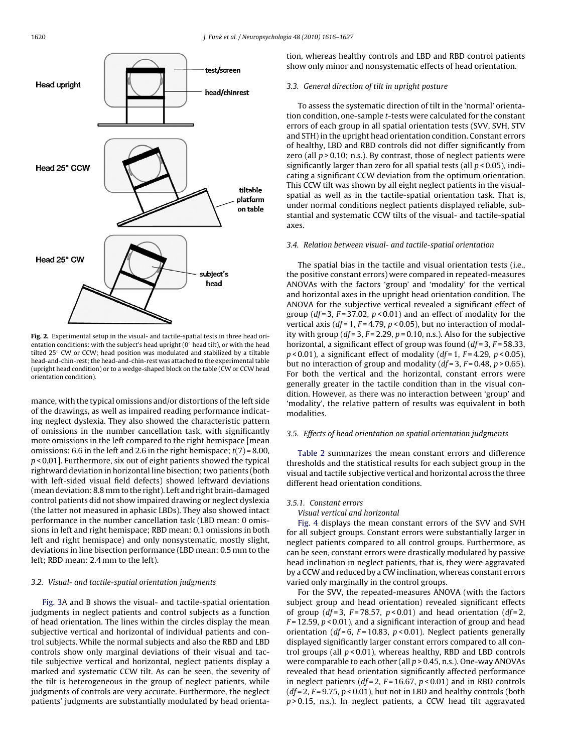Fig. 2. Experimental setup in the visual- and tactile-spatial tests in three head orientation conditions: with the subject's head upright (0° head tilt), or with the head tilted 25° CW or CCW; head position was modulated and stabilized by a tiltable head-and-chin-rest; the head-and-chin-rest was attached to the experimental table (upright head condition) or to a wedge-shaped block on the table (CW or CCW head orientation condition).

mance, with the typical omissions and/or distortions of the left side of the drawings, as well as impaired reading performance indicating neglect dyslexia. They also showed the characteristic pattern of omissions in the number cancellation task, with significantly more omissions in the left compared to the right hemispace [mean omissions: 6.6 in the left and 2.6 in the right hemispace; $t(7) = 8.00$, $p < 0.01$]. Furthermore, six out of eight patients showed the typical rightward deviation in horizontal line bisection; two patients (both with left-sided visual field defects) showed leftward deviations (mean deviation: 8.8 mm to the right). Left and right brain-damaged control patients did not show impaired drawing or neglect dyslexia (the latter not measured in aphasic LBDs). They also showed intact performance in the number cancellation task (LBD mean: 0 omissions in left and right hemispace; RBD mean: 0.1 omissions in both left and right hemispace) and only nonsystematic, mostly slight, deviations in line bisection performance (LBD mean: 0.5 mm to the left; RBD mean: 2.4 mm to the left).

### 3.2. Visual- and tactile-spatial orientation judgments

Fig. 3A and B shows the visual- and tactile-spatial orientation judgments in neglect patients and control subjects as a function of head orientation. The lines within the circles display the mean subjective vertical and horizontal of individual patients and control subjects. While the normal subjects and also the RBD and LBD controls show only marginal deviations of their visual and tactile subjective vertical and horizontal, neglect patients display a marked and systematic CCW tilt. As can be seen, the severity of the tilt is heterogeneous in the group of neglect patients, while judgments of controls are very accurate. Furthermore, the neglect patients' judgments are substantially modulated by head orientation, whereas healthy controls and LBD and RBD control patients show only minor and nonsystematic effects of head orientation.

### 3.3. General direction of tilt in upright posture

To assess the systematic direction of tilt in the 'normal' orientation condition, one-sample $t$-tests were calculated for the constant errors of each group in all spatial orientation tests (SVV, SVH, STV and STH) in the upright head orientation condition. Constant errors of healthy, LBD and RBD controls did not differ significantly from zero (all $p > 0.10$; n.s.). By contrast, those of neglect patients were significantly larger than zero for all spatial tests (all $p < 0.05$), indicating a significant CCW deviation from the optimum orientation. This CCW tilt was shown by all eight neglect patients in the visual-spatial as well as in the tactile-spatial orientation task. That is, under normal conditions neglect patients displayed reliable, substantial and systematic CCW tilts of the visual- and tactile-spatial axes.

### 3.4. Relation between visual- and tactile-spatial orientation

The spatial bias in the tactile and visual orientation tests (i.e., the positive constant errors) were compared in repeated-measures ANOVAs with the factors 'group' and 'modality' for the vertical and horizontal axes in the upright head orientation condition. The ANOVA for the subjective vertical revealed a significant effect of group ($df = 3$, $F = 37.02$, $p < 0.01$) and an effect of modality for the vertical axis ($df = 1$, $F = 4.79$, $p < 0.05$), but no interaction of modality with group ($df = 3$, $F = 2.29$, $p = 0.10$, n.s.). Also for the subjective horizontal, a significant effect of group was found ($df = 3$, $F = 58.33$, $p < 0.01$), a significant effect of modality ($df = 1$, $F = 4.29$, $p < 0.05$), but no interaction of group and modality ($df = 3$, $F = 0.48$, $p > 0.65$). For both the vertical and the horizontal, constant errors were generally greater in the tactile condition than in the visual condition. However, as there was no interaction between 'group' and 'modality', the relative pattern of results was equivalent in both modalities.

### 3.5. Effects of head orientation on spatial orientation judgments

Table 2 summarizes the mean constant errors and difference thresholds and the statistical results for each subject group in the visual and tactile subjective vertical and horizontal across the three different head orientation conditions.

#### 3.5.1. Constant errors

*Visual vertical and horizontal*

Fig. 4 displays the mean constant errors of the SVV and SVH for all subject groups. Constant errors were substantially larger in neglect patients compared to all control groups. Furthermore, as can be seen, constant errors were drastically modulated by passive head inclination in neglect patients, that is, they were aggravated by a CCW and reduced by a CW inclination, whereas constant errors varied only marginally in the control groups.

For the SVV, the repeated-measures ANOVA (with the factors subject group and head orientation) revealed significant effects of group ($df = 3$, $F = 78.57$, $p < 0.01$) and head orientation ($df = 2$, $F = 12.59$, $p < 0.01$), and a significant interaction of group and head orientation ($df = 6$, $F = 10.83$, $p < 0.01$). Neglect patients generally displayed significantly larger constant errors compared to all control groups (all $p < 0.01$), whereas healthy, RBD and LBD controls were comparable to each other (all $p > 0.45$, n.s.). One-way ANOVAs revealed that head orientation significantly affected performance in neglect patients ($df = 2$, $F = 16.67$, $p < 0.01$) and in RBD controls ($df = 2$, $F = 9.75$, $p < 0.01$), but not in LBD and healthy controls (both $p > 0.15$, n.s.). In neglect patients, a CCW head tilt aggravated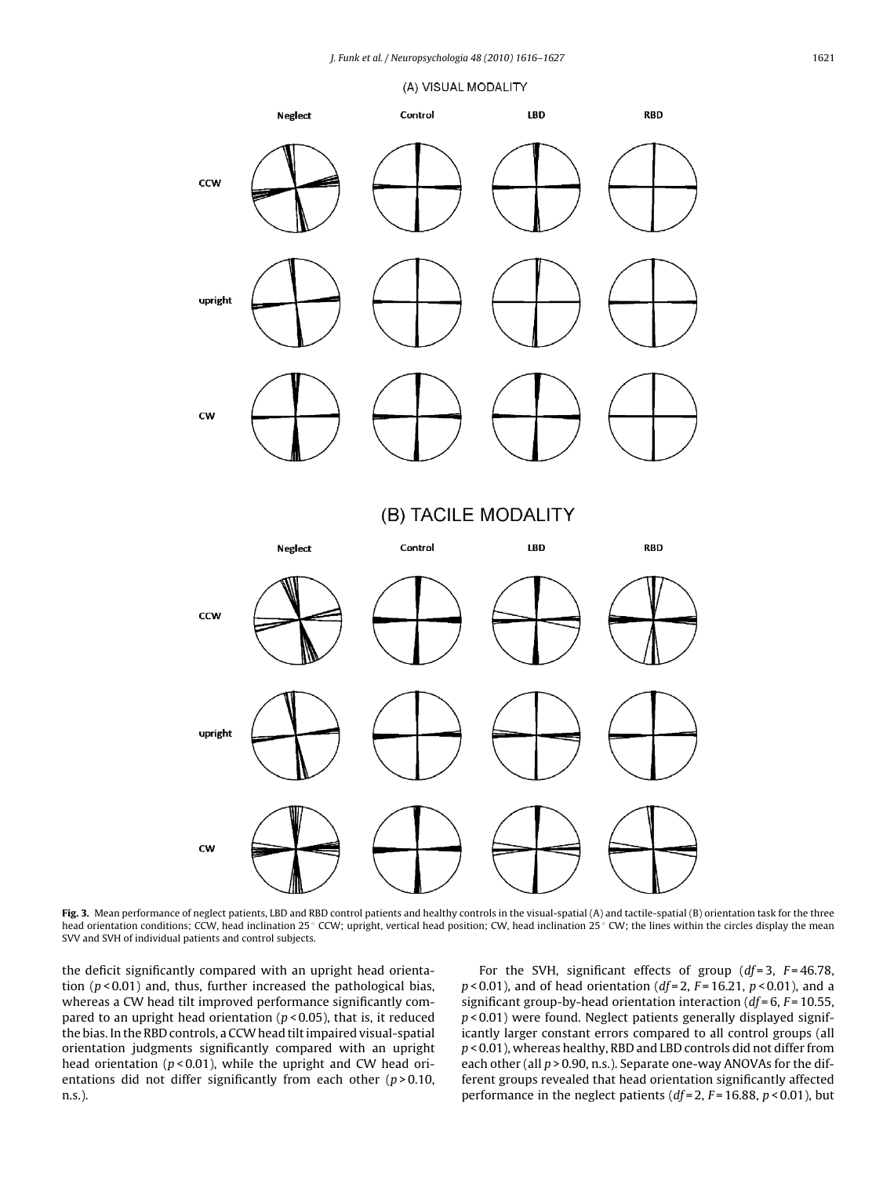**Fig. 3.** Mean performance of neglect patients, LBD and RBD control patients and healthy controls in the visual-spatial (A) and tactile-spatial (B) orientation task for the three head orientation conditions; CCW, head inclination 25° CCW; upright, vertical head position; CW, head inclination 25° CW; the lines within the circles display the mean SVV and SVH of individual patients and control subjects.

the deficit significantly compared with an upright head orientation ($p < 0.01$) and, thus, further increased the pathological bias, whereas a CW head tilt improved performance significantly compared to an upright head orientation ($p < 0.05$), that is, it reduced the bias. In the RBD controls, a CCW head tilt impaired visual-spatial orientation judgments significantly compared with an upright head orientation ($p < 0.01$), while the upright and CW head orientations did not differ significantly from each other ($p > 0.10$, n.s.).

For the SVH, significant effects of group ($df = 3$, $F = 46.78$, $p < 0.01$), and of head orientation ($df = 2$, $F = 16.21$, $p < 0.01$), and a significant group-by-head orientation interaction ($df = 6$, $F = 10.55$, $p < 0.01$) were found. Neglect patients generally displayed significantly larger constant errors compared to all control groups (all $p < 0.01$), whereas healthy, RBD and LBD controls did not differ from each other (all $p > 0.90$, n.s.). Separate one-way ANOVAs for the different groups revealed that head orientation significantly affected performance in the neglect patients ($df = 2$, $F = 16.88$, $p < 0.01$), but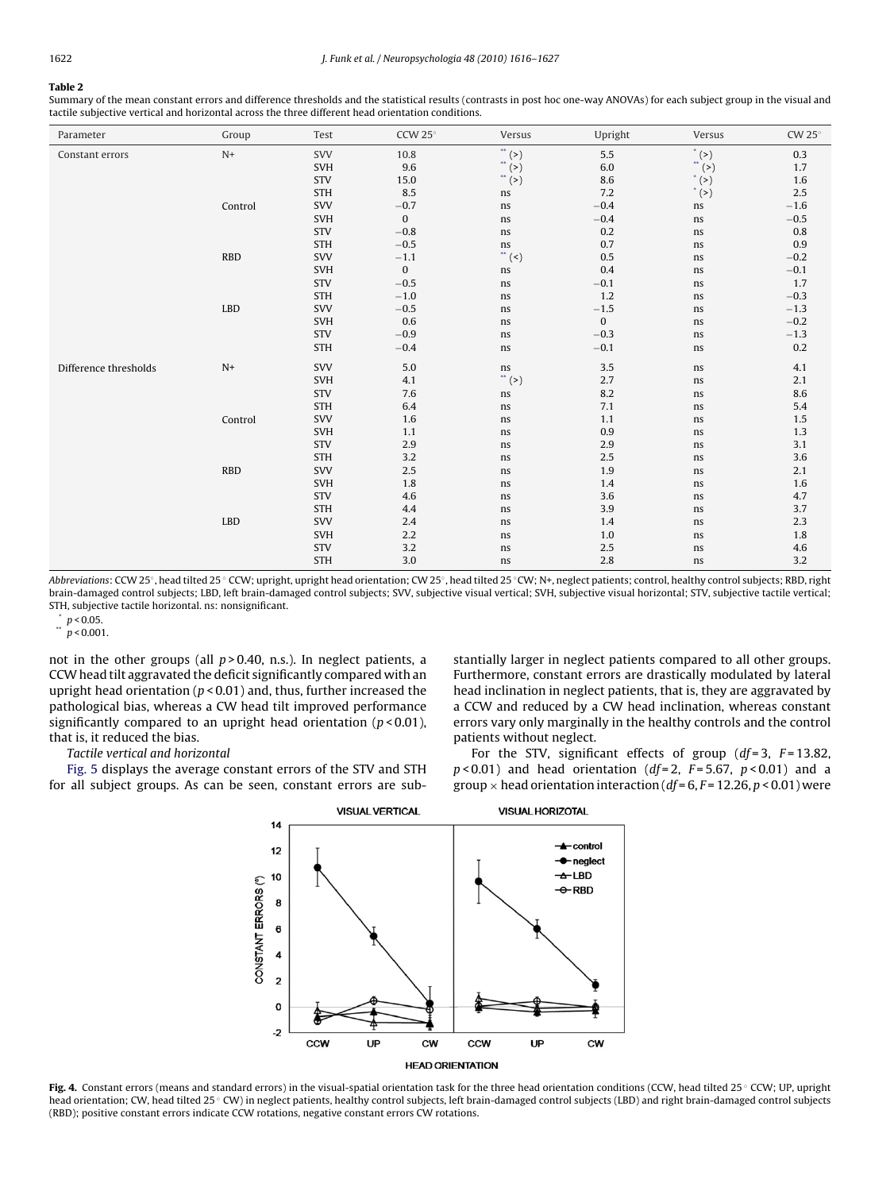**Table 2**

Summary of the mean constant errors and difference thresholds and the statistical results (contrasts in post hoc one-way ANOVAs) for each subject group in the visual and tactile subjective vertical and horizontal across the three different head orientation conditions.

| Parameter | Group | Test | CCW 25° | Versus | Upright | Versus | CW 25° |
|---|---|---|---|---|---|---|---|
| Constant errors | N+ | SVV | 10.8 | ** (>) | 5.5 | * (>) | 0.3 |
| | | SVH | 9.6 | ** (>) | 6.0 | ** (>) | 1.7 |
| | | STV | 15.0 | ** (>) | 8.6 | * (>) | 1.6 |
| | | STH | 8.5 | ns | 7.2 | * (>) | 2.5 |
| | Control | SVV | −0.7 | ns | −0.4 | ns | −1.6 |
| | | SVH | 0 | ns | −0.4 | ns | −0.5 |
| | | STV | −0.8 | ns | 0.2 | ns | 0.8 |
| | | STH | −0.5 | ns | 0.7 | ns | 0.9 |
| | RBD | SVV | −1.1 | ** (<) | 0.5 | ns | −0.2 |
| | | SVH | 0 | ns | 0.4 | ns | −0.1 |
| | | STV | −0.5 | ns | −0.1 | ns | 1.7 |
| | | STH | −1.0 | ns | 1.2 | ns | −0.3 |
| | LBD | SVV | −0.5 | ns | −1.5 | ns | −1.3 |
| | | SVH | 0.6 | ns | 0 | ns | −0.2 |
| | | STV | −0.9 | ns | −0.3 | ns | −1.3 |
| | | STH | −0.4 | ns | −0.1 | ns | 0.2 |
| Difference thresholds | N+ | SVV | 5.0 | ns | 3.5 | ns | 4.1 |
| | | SVH | 4.1 | ** (>) | 2.7 | ns | 2.1 |
| | | STV | 7.6 | ns | 8.2 | ns | 8.6 |
| | | STH | 6.4 | ns | 7.1 | ns | 5.4 |
| | Control | SVV | 1.6 | ns | 1.1 | ns | 1.5 |
| | | SVH | 1.1 | ns | 0.9 | ns | 1.3 |
| | | STV | 2.9 | ns | 2.9 | ns | 3.1 |
| | | STH | 3.2 | ns | 2.5 | ns | 3.6 |
| | RBD | SVV | 2.5 | ns | 1.9 | ns | 2.1 |
| | | SVH | 1.8 | ns | 1.4 | ns | 1.6 |
| | | STV | 4.6 | ns | 3.6 | ns | 4.7 |
| | | STH | 4.4 | ns | 3.9 | ns | 3.7 |
| | LBD | SVV | 2.4 | ns | 1.4 | ns | 2.3 |
| | | SVH | 2.2 | ns | 1.0 | ns | 1.8 |
| | | STV | 3.2 | ns | 2.5 | ns | 4.6 |
| | | STH | 3.0 | ns | 2.8 | ns | 3.2 |

*Abbreviations*: CCW 25°, head tilted 25° CCW; upright, upright head orientation; CW 25°, head tilted 25° CW; N+, neglect patients; control, healthy control subjects; RBD, right brain-damaged control subjects; LBD, left brain-damaged control subjects; SVV, subjective visual vertical; SVH, subjective visual horizontal; STV, subjective tactile vertical; STH, subjective tactile horizontal. ns: nonsignificant.

\* $p < 0.05$.

\*\* $p < 0.001$.

not in the other groups (all $p > 0.40$, n.s.). In neglect patients, a CCW head tilt aggravated the deficit significantly compared with an upright head orientation ($p < 0.01$) and, thus, further increased the pathological bias, whereas a CW head tilt improved performance significantly compared to an upright head orientation ($p < 0.01$), that is, it reduced the bias.

*Tactile vertical and horizontal*

Fig. 5 displays the average constant errors of the STV and STH for all subject groups. As can be seen, constant errors are substantially larger in neglect patients compared to all other groups. Furthermore, constant errors are drastically modulated by lateral head inclination in neglect patients, that is, they are aggravated by a CCW and reduced by a CW head inclination, whereas constant errors vary only marginally in the healthy controls and the control patients without neglect.

For the STV, significant effects of group ($df = 3$, $F = 13.82$, $p < 0.01$) and head orientation ($df = 2$, $F = 5.67$, $p < 0.01$) and a group × head orientation interaction ($df = 6$, $F = 12.26$, $p < 0.01$) were

**Fig. 4.** Constant errors (means and standard errors) in the visual-spatial orientation task for the three head orientation conditions (CCW, head tilted 25° CCW; UP, upright head orientation; CW, head tilted 25° CW) in neglect patients, healthy control subjects, left brain-damaged control subjects (LBD) and right brain-damaged control subjects (RBD); positive constant errors indicate CCW rotations, negative constant errors CW rotations.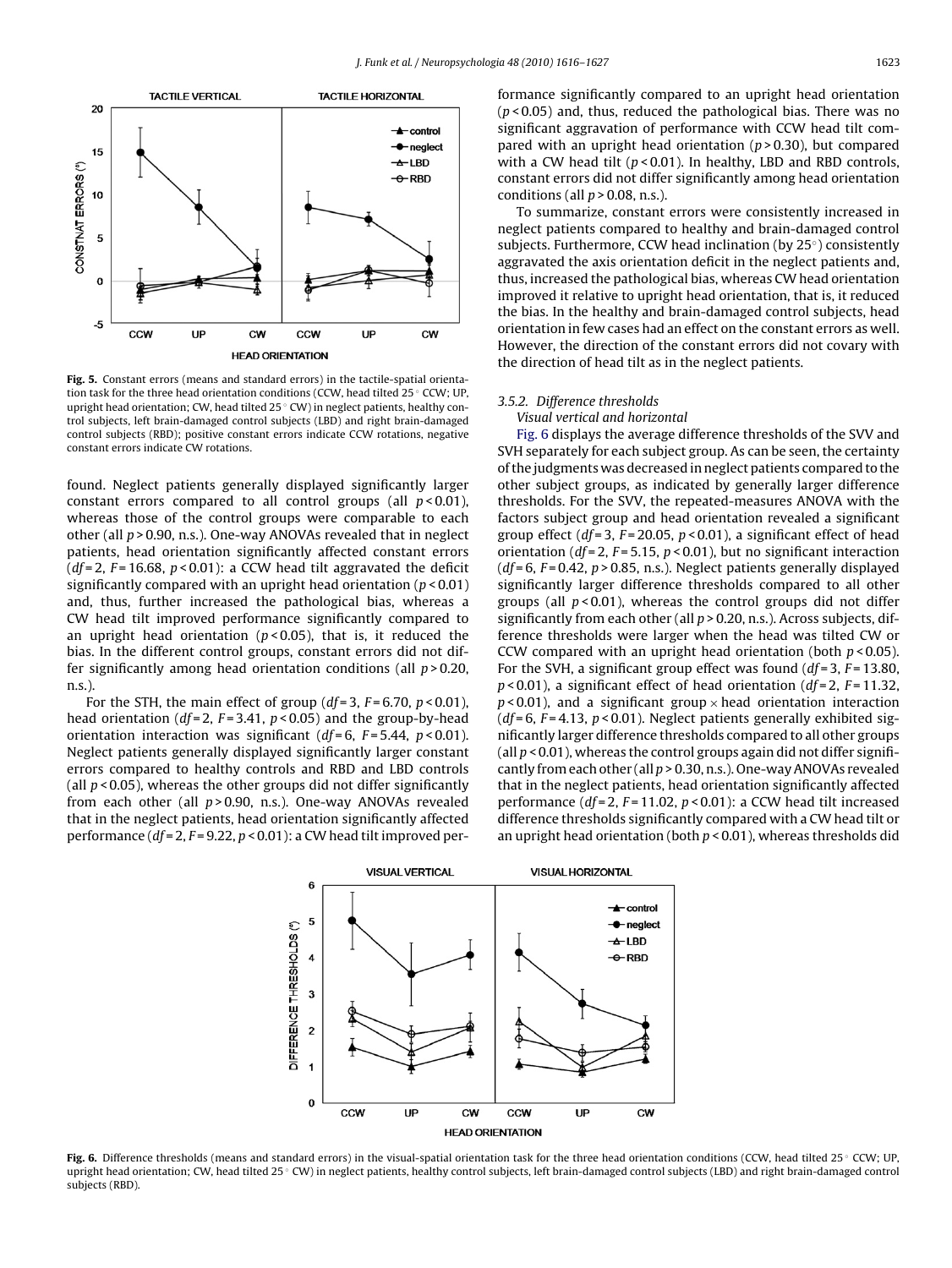Fig. 5. Constant errors (means and standard errors) in the tactile-spatial orientation task for the three head orientation conditions (CCW, head tilted 25° CCW; UP, upright head orientation; CW, head tilted 25° CW) in neglect patients, healthy control subjects, left brain-damaged control subjects (LBD) and right brain-damaged control subjects (RBD); positive constant errors indicate CCW rotations, negative constant errors indicate CW rotations.

found. Neglect patients generally displayed significantly larger constant errors compared to all control groups (all $p<0.01$), whereas those of the control groups were comparable to each other (all $p>0.90$, n.s.). One-way ANOVAs revealed that in neglect patients, head orientation significantly affected constant errors ($df=2$, $F=16.68$, $p<0.01$): a CCW head tilt aggravated the deficit significantly compared with an upright head orientation ($p<0.01$) and, thus, further increased the pathological bias, whereas a CW head tilt improved performance significantly compared to an upright head orientation ($p<0.05$), that is, it reduced the bias. In the different control groups, constant errors did not differ significantly among head orientation conditions (all $p>0.20$, n.s.).

For the STH, the main effect of group ($df=3$, $F=6.70$, $p<0.01$), head orientation ($df=2$, $F=3.41$, $p<0.05$) and the group-by-head orientation interaction was significant ($df=6$, $F=5.44$, $p<0.01$). Neglect patients generally displayed significantly larger constant errors compared to healthy controls and RBD and LBD controls (all $p<0.05$), whereas the other groups did not differ significantly from each other (all $p>0.90$, n.s.). One-way ANOVAs revealed that in the neglect patients, head orientation significantly affected performance ($df=2$, $F=9.22$, $p<0.01$): a CW head tilt improved performance significantly compared to an upright head orientation ($p<0.05$) and, thus, reduced the pathological bias. There was no significant aggravation of performance with CCW head tilt compared with an upright head orientation ($p>0.30$), but compared with a CW head tilt ($p<0.01$). In healthy, LBD and RBD controls, constant errors did not differ significantly among head orientation conditions (all $p>0.08$, n.s.).

To summarize, constant errors were consistently increased in neglect patients compared to healthy and brain-damaged control subjects. Furthermore, CCW head inclination (by 25°) consistently aggravated the axis orientation deficit in the neglect patients and, thus, increased the pathological bias, whereas CW head orientation improved it relative to upright head orientation, that is, it reduced the bias. In the healthy and brain-damaged control subjects, head orientation in few cases had an effect on the constant errors as well. However, the direction of the constant errors did not covary with the direction of head tilt as in the neglect patients.

### 3.5.2. Difference thresholds

*Visual vertical and horizontal*

Fig. 6 displays the average difference thresholds of the SVV and SVH separately for each subject group. As can be seen, the certainty of the judgments was decreased in neglect patients compared to the other subject groups, as indicated by generally larger difference thresholds. For the SVV, the repeated-measures ANOVA with the factors subject group and head orientation revealed a significant group effect ($df=3$, $F=20.05$, $p<0.01$), a significant effect of head orientation ($df=2$, $F=5.15$, $p<0.01$), but no significant interaction ($df=6$, $F=0.42$, $p>0.85$, n.s.). Neglect patients generally displayed significantly larger difference thresholds compared to all other groups (all $p<0.01$), whereas the control groups did not differ significantly from each other (all $p>0.20$, n.s.). Across subjects, difference thresholds were larger when the head was tilted CW or CCW compared with an upright head orientation (both $p<0.05$). For the SVH, a significant group effect was found ($df=3$, $F=13.80$, $p<0.01$), a significant effect of head orientation ($df=2$, $F=11.32$, $p<0.01$), and a significant group × head orientation interaction ($df=6$, $F=4.13$, $p<0.01$). Neglect patients generally exhibited significantly larger difference thresholds compared to all other groups (all $p<0.01$), whereas the control groups again did not differ significantly from each other (all $p>0.30$, n.s.). One-way ANOVAs revealed that in the neglect patients, head orientation significantly affected performance ($df=2$, $F=11.02$, $p<0.01$): a CCW head tilt increased difference thresholds significantly compared with a CW head tilt or an upright head orientation (both $p<0.01$), whereas thresholds did

Fig. 6. Difference thresholds (means and standard errors) in the visual-spatial orientation task for the three head orientation conditions (CCW, head tilted 25° CCW; UP, upright head orientation; CW, head tilted 25° CW) in neglect patients, healthy control subjects, left brain-damaged control subjects (LBD) and right brain-damaged control subjects (RBD).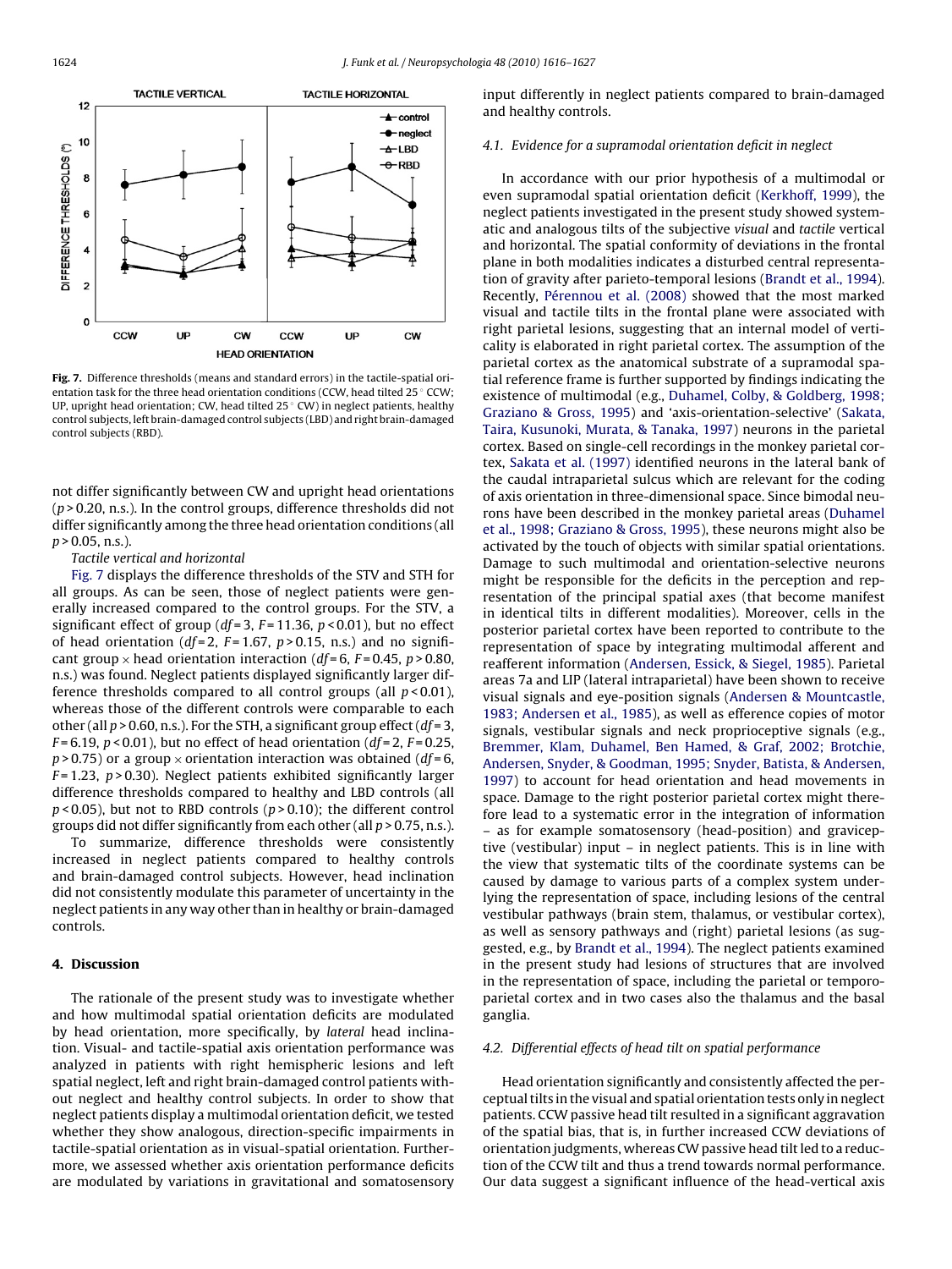Fig. 7. Difference thresholds (means and standard errors) in the tactile-spatial orientation task for the three head orientation conditions (CCW, head tilted 25° CCW; UP, upright head orientation; CW, head tilted 25° CW) in neglect patients, healthy control subjects, left brain-damaged control subjects (LBD) and right brain-damaged control subjects (RBD).

not differ significantly between CW and upright head orientations ($p > 0.20$, n.s.). In the control groups, difference thresholds did not differ significantly among the three head orientation conditions (all $p > 0.05$, n.s.).

*Tactile vertical and horizontal*

Fig. 7 displays the difference thresholds of the STV and STH for all groups. As can be seen, those of neglect patients were generally increased compared to the control groups. For the STV, a significant effect of group ($df = 3$, $F = 11.36$, $p < 0.01$), but no effect of head orientation ($df = 2$, $F = 1.67$, $p > 0.15$, n.s.) and no significant group × head orientation interaction ($df = 6$, $F = 0.45$, $p > 0.80$, n.s.) was found. Neglect patients displayed significantly larger difference thresholds compared to all control groups (all $p < 0.01$), whereas those of the different controls were comparable to each other (all $p > 0.60$, n.s.). For the STH, a significant group effect ($df = 3$, $F = 6.19$, $p < 0.01$), but no effect of head orientation ($df = 2$, $F = 0.25$, $p > 0.75$) or a group × orientation interaction was obtained ($df = 6$, $F = 1.23$, $p > 0.30$). Neglect patients exhibited significantly larger difference thresholds compared to healthy and LBD controls (all $p < 0.05$), but not to RBD controls ($p > 0.10$); the different control groups did not differ significantly from each other (all $p > 0.75$, n.s.).

To summarize, difference thresholds were consistently increased in neglect patients compared to healthy controls and brain-damaged control subjects. However, head inclination did not consistently modulate this parameter of uncertainty in the neglect patients in any way other than in healthy or brain-damaged controls.

## 4. Discussion

The rationale of the present study was to investigate whether and how multimodal spatial orientation deficits are modulated by head orientation, more specifically, by *lateral* head inclination. Visual- and tactile-spatial axis orientation performance was analyzed in patients with right hemispheric lesions and left spatial neglect, left and right brain-damaged control patients without neglect and healthy control subjects. In order to show that neglect patients display a multimodal orientation deficit, we tested whether they show analogous, direction-specific impairments in tactile-spatial orientation as in visual-spatial orientation. Furthermore, we assessed whether axis orientation performance deficits are modulated by variations in gravitational and somatosensory input differently in neglect patients compared to brain-damaged and healthy controls.

### 4.1. Evidence for a supramodal orientation deficit in neglect

In accordance with our prior hypothesis of a multimodal or even supramodal spatial orientation deficit (Kerkhoff, 1999), the neglect patients investigated in the present study showed systematic and analogous tilts of the subjective *visual* and *tactile* vertical and horizontal. The spatial conformity of deviations in the frontal plane in both modalities indicates a disturbed central representation of gravity after parieto-temporal lesions (Brandt et al., 1994). Recently, Pérennou et al. (2008) showed that the most marked visual and tactile tilts in the frontal plane were associated with right parietal lesions, suggesting that an internal model of verticality is elaborated in right parietal cortex. The assumption of the parietal cortex as the anatomical substrate of a supramodal spatial reference frame is further supported by findings indicating the existence of multimodal (e.g., Duhamel, Colby, & Goldberg, 1998; Graziano & Gross, 1995) and 'axis-orientation-selective' (Sakata, Taira, Kusunoki, Murata, & Tanaka, 1997) neurons in the parietal cortex. Based on single-cell recordings in the monkey parietal cortex, Sakata et al. (1997) identified neurons in the lateral bank of the caudal intraparietal sulcus which are relevant for the coding of axis orientation in three-dimensional space. Since bimodal neurons have been described in the monkey parietal areas (Duhamel et al., 1998; Graziano & Gross, 1995), these neurons might also be activated by the touch of objects with similar spatial orientations. Damage to such multimodal and orientation-selective neurons might be responsible for the deficits in the perception and representation of the principal spatial axes (that become manifest in identical tilts in different modalities). Moreover, cells in the posterior parietal cortex have been reported to contribute to the representation of space by integrating multimodal afferent and reafferent information (Andersen, Essick, & Siegel, 1985). Parietal areas 7a and LIP (lateral intraparietal) have been shown to receive visual signals and eye-position signals (Andersen & Mountcastle, 1983; Andersen et al., 1985), as well as efference copies of motor signals, vestibular signals and neck proprioceptive signals (e.g., Bremmer, Klam, Duhamel, Ben Hamed, & Graf, 2002; Brotchie, Andersen, Snyder, & Goodman, 1995; Snyder, Batista, & Andersen, 1997) to account for head orientation and head movements in space. Damage to the right posterior parietal cortex might therefore lead to a systematic error in the integration of information – as for example somatosensory (head-position) and graviceptive (vestibular) input – in neglect patients. This is in line with the view that systematic tilts of the coordinate systems can be caused by damage to various parts of a complex system underlying the representation of space, including lesions of the central vestibular pathways (brain stem, thalamus, or vestibular cortex), as well as sensory pathways and (right) parietal lesions (as suggested, e.g., by Brandt et al., 1994). The neglect patients examined in the present study had lesions of structures that are involved in the representation of space, including the parietal or temporo-parietal cortex and in two cases also the thalamus and the basal ganglia.

### 4.2. Differential effects of head tilt on spatial performance

Head orientation significantly and consistently affected the perceptual tilts in the visual and spatial orientation tests only in neglect patients. CCW passive head tilt resulted in a significant aggravation of the spatial bias, that is, in further increased CCW deviations of orientation judgments, whereas CW passive head tilt led to a reduction of the CCW tilt and thus a trend towards normal performance. Our data suggest a significant influence of the head-vertical axis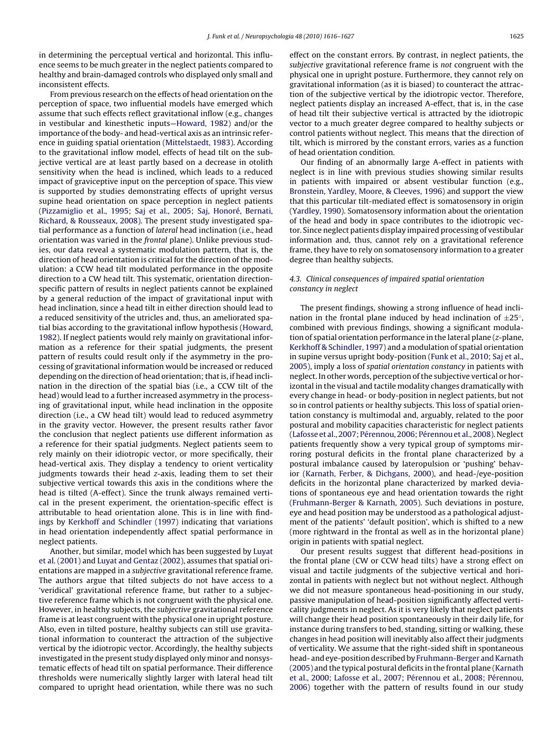in determining the perceptual vertical and horizontal. This influence seems to be much greater in the neglect patients compared to healthy and brain-damaged controls who displayed only small and inconsistent effects.

From previous research on the effects of head orientation on the perception of space, two influential models have emerged which assume that such effects reflect gravitational inflow (e.g., changes in vestibular and kinesthetic inputs—Howard, 1982) and/or the importance of the body- and head-vertical axis as an intrinsic reference in guiding spatial orientation (Mittelstaedt, 1983). According to the gravitational inflow model, effects of head tilt on the subjective vertical are at least partly based on a decrease in otolith sensitivity when the head is inclined, which leads to a reduced impact of graviceptive input on the perception of space. This view is supported by studies demonstrating effects of upright versus supine head orientation on space perception in neglect patients (Pizzamiglio et al., 1995; Saj et al., 2005; Saj, Honoré, Bernati, Richard, & Rousseaux, 2008). The present study investigated spatial performance as a function of *lateral* head inclination (i.e., head orientation was varied in the *frontal* plane). Unlike previous studies, our data reveal a systematic modulation pattern, that is, the direction of head orientation is critical for the direction of the modulation: a CCW head tilt modulated performance in the opposite direction to a CW head tilt. This systematic, orientation direction-specific pattern of results in neglect patients cannot be explained by a general reduction of the impact of gravitational input with head inclination, since a head tilt in either direction should lead to a reduced sensitivity of the utricles and, thus, an ameliorated spatial bias according to the gravitational inflow hypothesis (Howard, 1982). If neglect patients would rely mainly on gravitational information as a reference for their spatial judgments, the present pattern of results could result only if the asymmetry in the processing of gravitational information would be increased or reduced depending on the direction of head orientation; that is, if head inclination in the direction of the spatial bias (i.e., a CCW tilt of the head) would lead to a further increased asymmetry in the processing of gravitational input, while head inclination in the opposite direction (i.e., a CW head tilt) would lead to reduced asymmetry in the gravity vector. However, the present results rather favor the conclusion that neglect patients use different information as a reference for their spatial judgments. Neglect patients seem to rely mainly on their idiotropic vector, or more specifically, their head-vertical axis. They display a tendency to orient verticality judgments towards their head *z*-axis, leading them to set their subjective vertical towards this axis in the conditions where the head is tilted (A-effect). Since the trunk always remained vertical in the present experiment, the orientation-specific effect is attributable to head orientation alone. This is in line with findings by Kerkhoff and Schindler (1997) indicating that variations in head orientation independently affect spatial performance in neglect patients.

Another, but similar, model which has been suggested by Luyat et al. (2001) and Luyat and Gentaz (2002), assumes that spatial orientations are mapped in a *subjective* gravitational reference frame. The authors argue that tilted subjects do not have access to a 'veridical' gravitational reference frame, but rather to a subjective reference frame which is not congruent with the physical one. However, in healthy subjects, the *subjective* gravitational reference frame is at least congruent with the physical one in upright posture. Also, even in tilted posture, healthy subjects can still use gravitational information to counteract the attraction of the subjective vertical by the idiotropic vector. Accordingly, the healthy subjects investigated in the present study displayed only minor and nonsystematic effects of head tilt on spatial performance. Their difference thresholds were numerically slightly larger with lateral head tilt compared to upright head orientation, while there was no such effect on the constant errors. By contrast, in neglect patients, the *subjective* gravitational reference frame is *not* congruent with the physical one in upright posture. Furthermore, they cannot rely on gravitational information (as it is biased) to counteract the attraction of the subjective vertical by the idiotropic vector. Therefore, neglect patients display an increased A-effect, that is, in the case of head tilt their subjective vertical is attracted by the idiotropic vector to a much greater degree compared to healthy subjects or control patients without neglect. This means that the direction of tilt, which is mirrored by the constant errors, varies as a function of head orientation condition.

Our finding of an abnormally large A-effect in patients with neglect is in line with previous studies showing similar results in patients with impaired or absent vestibular function (e.g., Bronstein, Yardley, Moore, & Cleeves, 1996) and support the view that this particular tilt-mediated effect is somatosensory in origin (Yardley, 1990). Somatosensory information about the orientation of the head and body in space contributes to the idiotropic vector. Since neglect patients display impaired processing of vestibular information and, thus, cannot rely on a gravitational reference frame, they have to rely on somatosensory information to a greater degree than healthy subjects.

### 4.3. Clinical consequences of impaired spatial orientation constancy in neglect

The present findings, showing a strong influence of head inclination in the frontal plane induced by head inclination of $\pm 25^{\circ}$, combined with previous findings, showing a significant modulation of spatial orientation performance in the lateral plane (*z*-plane, Kerkhoff & Schindler, 1997) and a modulation of spatial orientation in supine versus upright body-position (Funk et al., 2010; Saj et al., 2005), imply a loss of *spatial orientation constancy* in patients with neglect. In other words, perception of the subjective vertical or horizontal in the visual and tactile modality changes dramatically with every change in head- or body-position in neglect patients, but not so in control patients or healthy subjects. This loss of spatial orientation constancy is multimodal and, arguably, related to the poor postural and mobility capacities characteristic for neglect patients (Lafosse et al., 2007; Pérennou, 2006; Pérennou et al., 2008). Neglect patients frequently show a very typical group of symptoms mirroring postural deficits in the frontal plane characterized by a postural imbalance caused by lateropulsion or 'pushing' behavior (Karnath, Ferber, & Dichgans, 2000), and head-/eye-position deficits in the horizontal plane characterized by marked deviations of spontaneous eye and head orientation towards the right (Fruhmann-Berger & Karnath, 2005). Such deviations in posture, eye and head position may be understood as a pathological adjustment of the patients' 'default position', which is shifted to a new (more rightward in the frontal as well as in the horizontal plane) origin in patients with spatial neglect.

Our present results suggest that different head-positions in the frontal plane (CW or CCW head tilts) have a strong effect on visual and tactile judgments of the subjective vertical and horizontal in patients with neglect but not without neglect. Although we did not measure spontaneous head-positioning in our study, passive manipulation of head-position significantly affected verticality judgments in neglect. As it is very likely that neglect patients will change their head position spontaneously in their daily life, for instance during transfers to bed, standing, sitting or walking, these changes in head position will inevitably also affect their judgments of verticality. We assume that the right-sided shift in spontaneous head- and eye-position described by Fruhmann-Berger and Karnath (2005) and the typical postural deficits in the frontal plane (Karnath et al., 2000; Lafosse et al., 2007; Pérennou et al., 2008; Pérennou, 2006) together with the pattern of results found in our study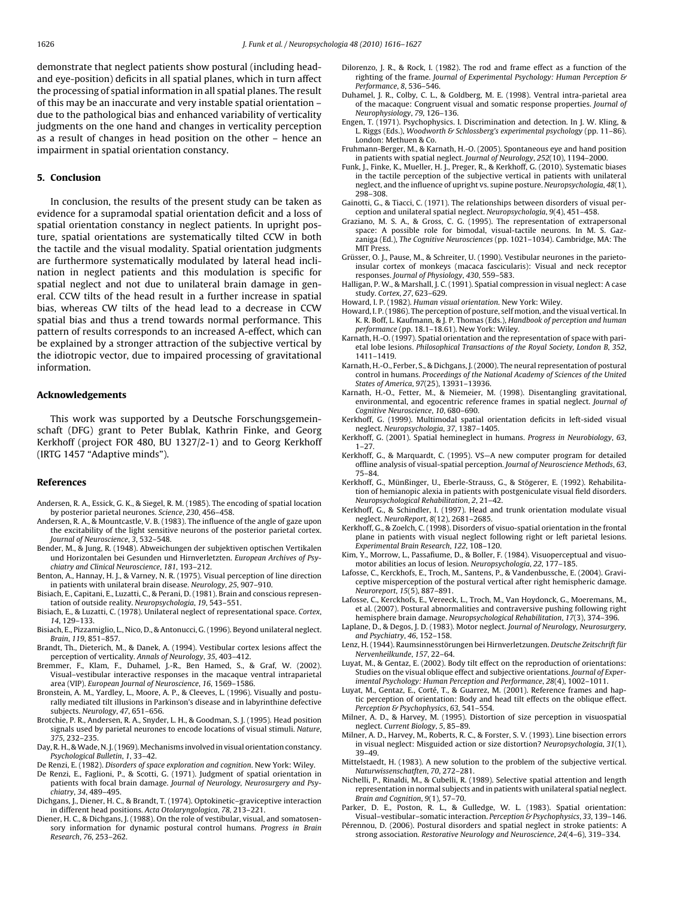demonstrate that neglect patients show postural (including head- and eye-position) deficits in all spatial planes, which in turn affect the processing of spatial information in all spatial planes. The result of this may be an inaccurate and very instable spatial orientation – due to the pathological bias and enhanced variability of verticality judgments on the one hand and changes in verticality perception as a result of changes in head position on the other – hence an impairment in spatial orientation constancy.

## 5. Conclusion

In conclusion, the results of the present study can be taken as evidence for a supramodal spatial orientation deficit and a loss of spatial orientation constancy in neglect patients. In upright posture, spatial orientations are systematically tilted CCW in both the tactile and the visual modality. Spatial orientation judgments are furthermore systematically modulated by lateral head inclination in neglect patients and this modulation is specific for spatial neglect and not due to unilateral brain damage in general. CCW tilts of the head result in a further increase in spatial bias, whereas CW tilts of the head lead to a decrease in CCW spatial bias and thus a trend towards normal performance. This pattern of results corresponds to an increased A-effect, which can be explained by a stronger attraction of the subjective vertical by the idiotropic vector, due to impaired processing of gravitational information.

## Acknowledgements

This work was supported by a Deutsche Forschungsgemeinschaft (DFG) grant to Peter Bublak, Kathrin Finke, and Georg Kerkhoff (project FOR 480, BU 1327/2-1) and to Georg Kerkhoff (IRTG 1457 "Adaptive minds").

## References

Andersen, R. A., Essick, G. K., & Siegel, R. M. (1985). The encoding of spatial location by posterior parietal neurones. *Science*, *230*, 456–458.

Andersen, R. A., & Mountcastle, V. B. (1983). The influence of the angle of gaze upon the excitability of the light sensitive neurons of the posterior parietal cortex. *Journal of Neuroscience*, *3*, 532–548.

Bender, M., & Jung, R. (1948). Abweichungen der subjektiven optischen Vertikalen und Horizontalen bei Gesunden und Hirnverletzten. *European Archives of Psychiatry and Clinical Neuroscience*, *181*, 193–212.

Benton, A., Hannay, H. J., & Varney, N. R. (1975). Visual perception of line direction in patients with unilateral brain disease. *Neurology*, *25*, 907–910.

Bisiach, E., Capitani, E., Luzatti, C., & Perani, D. (1981). Brain and conscious representation of outside reality. *Neuropsychologia*, *19*, 543–551.

Bisiach, E., & Luzatti, C. (1978). Unilateral neglect of representational space. *Cortex*, *14*, 129–133.

Bisiach, E., Pizzamiglio, L., Nico, D., & Antonucci, G. (1996). Beyond unilateral neglect. *Brain*, *119*, 851–857.

Brandt, Th., Dieterich, M., & Danek, A. (1994). Vestibular cortex lesions affect the perception of verticality. *Annals of Neurology*, *35*, 403–412.

Bremmer, F., Klam, F., Duhamel, J.-R., Ben Hamed, S., & Graf, W. (2002). Visual–vestibular interactive responses in the macaque ventral intraparietal area (VIP). *European Journal of Neuroscience*, *16*, 1569–1586.

Bronstein, A. M., Yardley, L., Moore, A. P., & Cleeves, L. (1996). Visually and posturally mediated tilt illusions in Parkinson's disease and in labyrinthine defective subjects. *Neurology*, *47*, 651–656.

Brotchie, P. R., Andersen, R. A., Snyder, L. H., & Goodman, S. J. (1995). Head position signals used by parietal neurones to encode locations of visual stimuli. *Nature*, *375*, 232–235.

Day, R. H., & Wade, N. J. (1969). Mechanisms involved in visual orientation constancy. *Psychological Bulletin*, *1*, 33–42.

De Renzi, E. (1982). *Disorders of space exploration and cognition*. New York: Wiley.

De Renzi, E., Faglioni, P., & Scotti, G. (1971). Judgment of spatial orientation in patients with focal brain damage. *Journal of Neurology, Neurosurgery and Psychiatry*, *34*, 489–495.

Dichgans, J., Diener, H. C., & Brandt, T. (1974). Optokinetic–graviceptive interaction in different head positions. *Acta Otolaryngologica*, *78*, 213–221.

Diener, H. C., & Dichgans, J. (1988). On the role of vestibular, visual, and somatosensory information for dynamic postural control humans. *Progress in Brain Research*, *76*, 253–262.

Dilorenzo, J. R., & Rock, I. (1982). The rod and frame effect as a function of the righting of the frame. *Journal of Experimental Psychology: Human Perception & Performance*, *8*, 536–546.

Duhamel, J. R., Colby, C. L., & Goldberg, M. E. (1998). Ventral intra-parietal area of the macaque: Congruent visual and somatic response properties. *Journal of Neurophysiology*, *79*, 126–136.

Engen, T. (1971). Psychophysics. I. Discrimination and detection. In J. W. Kling, & L. Riggs (Eds.), *Woodworth & Schlossberg's experimental psychology* (pp. 11–86). London: Methuen & Co.

Fruhmann-Berger, M., & Karnath, H.-O. (2005). Spontaneous eye and hand position in patients with spatial neglect. *Journal of Neurology*, *252*(10), 1194–2000.

Funk, J., Finke, K., Mueller, H. J., Preger, R., & Kerkhoff, G. (2010). Systematic biases in the tactile perception of the subjective vertical in patients with unilateral neglect, and the influence of upright vs. supine posture. *Neuropsychologia*, *48*(1), 298–308.

Gainotti, G., & Tiacci, C. (1971). The relationships between disorders of visual perception and unilateral spatial neglect. *Neuropsychologia*, *9*(4), 451–458.

Graziano, M. S. A., & Gross, C. G. (1995). The representation of extrapersonal space: A possible role for bimodal, visual-tactile neurons. In M. S. Gazzaniga (Ed.), *The Cognitive Neurosciences* (pp. 1021–1034). Cambridge, MA: The MIT Press.

Grüsser, O. J., Pause, M., & Schreiter, U. (1990). Vestibular neurones in the parieto-insular cortex of monkeys (macaca fascicularis): Visual and neck receptor responses. *Journal of Physiology*, *430*, 559–583.

Halligan, P. W., & Marshall, J. C. (1991). Spatial compression in visual neglect: A case study. *Cortex*, *27*, 623–629.

Howard, I. P. (1982). *Human visual orientation*. New York: Wiley.

Howard, I. P. (1986). The perception of posture, self motion, and the visual vertical. In K. R. Boff, L. Kaufmann, & J. P. Thomas (Eds.), *Handbook of perception and human performance* (pp. 18.1–18.61). New York: Wiley.

Karnath, H.-O. (1997). Spatial orientation and the representation of space with parietal lobe lesions. *Philosophical Transactions of the Royal Society, London B*, *352*, 1411–1419.

Karnath, H.-O., Ferber, S., & Dichgans, J. (2000). The neural representation of postural control in humans. *Proceedings of the National Academy of Sciences of the United States of America*, *97*(25), 13931–13936.

Karnath, H.-O., Fetter, M., & Niemeier, M. (1998). Disentangling gravitational, environmental, and egocentric reference frames in spatial neglect. *Journal of Cognitive Neuroscience*, *10*, 680–690.

Kerkhoff, G. (1999). Multimodal spatial orientation deficits in left-sided visual neglect. *Neuropsychologia*, *37*, 1387–1405.

Kerkhoff, G. (2001). Spatial hemineglect in humans. *Progress in Neurobiology*, *63*, 1–27.

Kerkhoff, G., & Marquardt, C. (1995). VS—A new computer program for detailed offline analysis of visual-spatial perception. *Journal of Neuroscience Methods*, *63*, 75–84.

Kerkhoff, G., Münßinger, U., Eberle-Strauss, G., & Stögerer, E. (1992). Rehabilitation of hemianopic alexia in patients with postgeniculate visual field disorders. *Neuropsychological Rehabilitation*, *2*, 21–42.

Kerkhoff, G., & Schindler, I. (1997). Head and trunk orientation modulate visual neglect. *NeuroReport*, *8*(12), 2681–2685.

Kerkhoff, G., & Zoelch, C. (1998). Disorders of visuo-spatial orientation in the frontal plane in patients with visual neglect following right or left parietal lesions. *Experimental Brain Research*, *122*, 108–120.

Kim, Y., Morrow, L., Passafiume, D., & Boller, F. (1984). Visuoperceptual and visuomotor abilities an locus of lesion. *Neuropsychologia*, *22*, 177–185.

Lafosse, C., Kerckhofs, E., Troch, M., Santens, P., & Vandenbussche, E. (2004). Graviceptive misperception of the postural vertical after right hemispheric damage. *Neuroreport*, *15*(5), 887–891.

Lafosse, C., Kerckhofs, E., Vereeck, L., Troch, M., Van Hoydonck, G., Moeremans, M., et al. (2007). Postural abnormalities and contraversive pushing following right hemisphere brain damage. *Neuropsychological Rehabilitation*, *17*(3), 374–396.

Laplane, D., & Degos, J. D. (1983). Motor neglect. *Journal of Neurology, Neurosurgery, and Psychiatry*, *46*, 152–158.

Lenz, H. (1944). Raumsinnesstörungen bei Hirnverletzungen. *Deutsche Zeitschrift für Nervenheilkunde*, *157*, 22–64.

Luyat, M., & Gentaz, E. (2002). Body tilt effect on the reproduction of orientations: Studies on the visual oblique effect and subjective orientations. *Journal of Experimental Psychology: Human Perception and Performance*, *28*(4), 1002–1011.

Luyat, M., Gentaz, E., Corté, T., & Guarrez, M. (2001). Reference frames and haptic perception of orientation: Body and head tilt effects on the oblique effect. *Perception & Psychophysics*, *63*, 541–554.

Milner, A. D., & Harvey, M. (1995). Distortion of size perception in visuospatial neglect. *Current Biology*, *5*, 85–89.

Milner, A. D., Harvey, M., Roberts, R. C., & Forster, S. V. (1993). Line bisection errors in visual neglect: Misguided action or size distortion? *Neuropsychologia*, *31*(1), 39–49.

Mittelstaedt, H. (1983). A new solution to the problem of the subjective vertical. *Naturwissenschatften*, *70*, 272–281.

Nichelli, P., Rinaldi, M., & Cubelli, R. (1989). Selective spatial attention and length representation in normal subjects and in patients with unilateral spatial neglect. *Brain and Cognition*, *9*(1), 57–70.

Parker, D. E., Poston, R. L., & Gulledge, W. L. (1983). Spatial orientation: Visual–vestibular–somatic interaction. *Perception & Psychophysics*, *33*, 139–146.

Pérennou, D. (2006). Postural disorders and spatial neglect in stroke patients: A strong association. *Restorative Neurology and Neuroscience*, *24*(4–6), 319–334.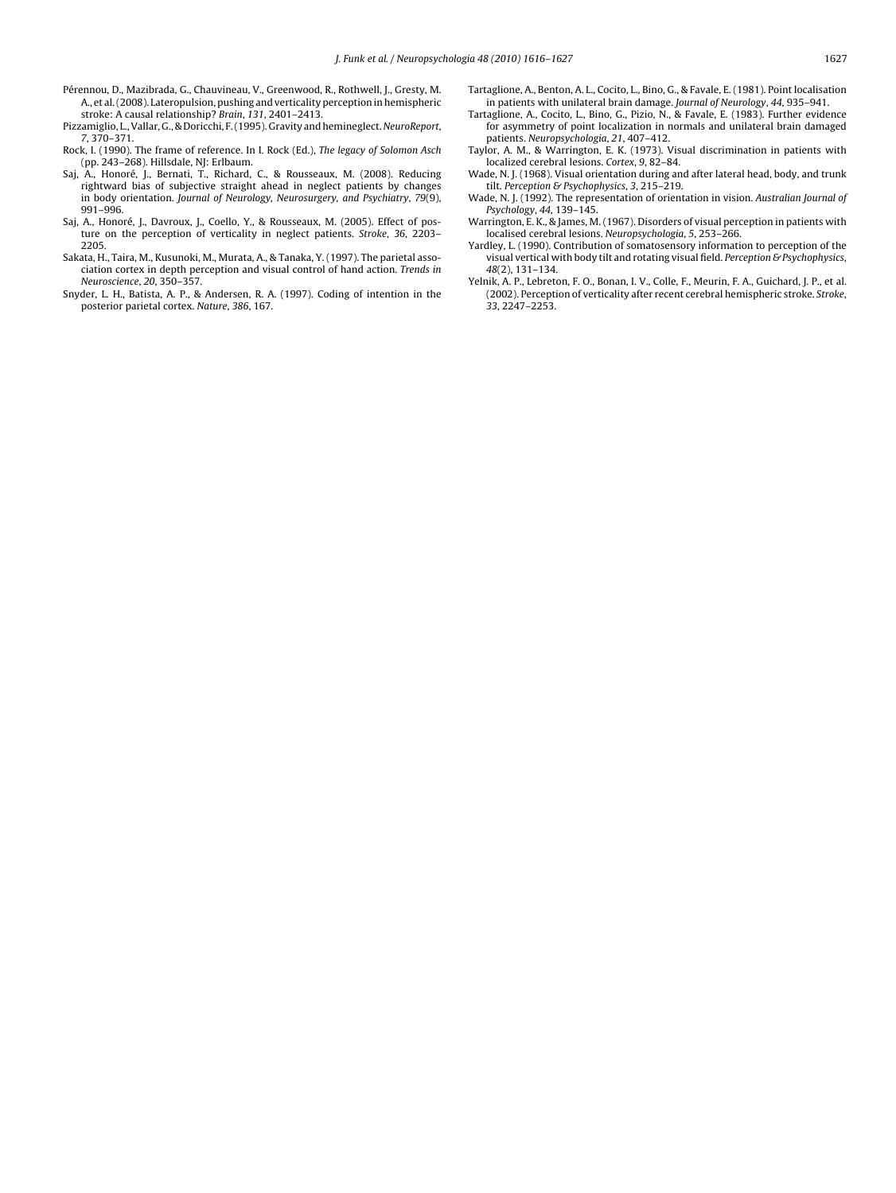Pérennou, D., Mazibrada, G., Chauvineau, V., Greenwood, R., Rothwell, J., Gresty, M. A., et al. (2008). Lateropulsion, pushing and verticality perception in hemispheric stroke: A causal relationship? *Brain*, *131*, 2401–2413.

Pizzamiglio, L., Vallar, G., & Doricchi, F. (1995). Gravity and hemineglect. *NeuroReport*, *7*, 370–371.

Rock, I. (1990). The frame of reference. In I. Rock (Ed.), *The legacy of Solomon Asch* (pp. 243–268). Hillsdale, NJ: Erlbaum.

Saj, A., Honoré, J., Bernati, T., Richard, C., & Rousseaux, M. (2008). Reducing rightward bias of subjective straight ahead in neglect patients by changes in body orientation. *Journal of Neurology, Neurosurgery, and Psychiatry*, *79*(9), 991–996.

Saj, A., Honoré, J., Davroux, J., Coello, Y., & Rousseaux, M. (2005). Effect of posture on the perception of verticality in neglect patients. *Stroke*, *36*, 2203–2205.

Sakata, H., Taira, M., Kusunoki, M., Murata, A., & Tanaka, Y. (1997). The parietal association cortex in depth perception and visual control of hand action. *Trends in Neuroscience*, *20*, 350–357.

Snyder, L. H., Batista, A. P., & Andersen, R. A. (1997). Coding of intention in the posterior parietal cortex. *Nature*, *386*, 167.

Tartaglione, A., Benton, A. L., Cocito, L., Bino, G., & Favale, E. (1981). Point localisation in patients with unilateral brain damage. *Journal of Neurology*, *44*, 935–941.

Tartaglione, A., Cocito, L., Bino, G., Pizio, N., & Favale, E. (1983). Further evidence for asymmetry of point localization in normals and unilateral brain damaged patients. *Neuropsychologia*, *21*, 407–412.

Taylor, A. M., & Warrington, E. K. (1973). Visual discrimination in patients with localized cerebral lesions. *Cortex*, *9*, 82–84.

Wade, N. J. (1968). Visual orientation during and after lateral head, body, and trunk tilt. *Perception & Psychophysics*, *3*, 215–219.

Wade, N. J. (1992). The representation of orientation in vision. *Australian Journal of Psychology*, *44*, 139–145.

Warrington, E. K., & James, M. (1967). Disorders of visual perception in patients with localised cerebral lesions. *Neuropsychologia*, *5*, 253–266.

Yardley, L. (1990). Contribution of somatosensory information to perception of the visual vertical with body tilt and rotating visual field. *Perception & Psychophysics*, *48*(2), 131–134.

Yelnik, A. P., Lebreton, F. O., Bonan, I. V., Colle, F., Meurin, F. A., Guichard, J. P., et al. (2002). Perception of verticality after recent cerebral hemispheric stroke. *Stroke*, *33*, 2247–2253.